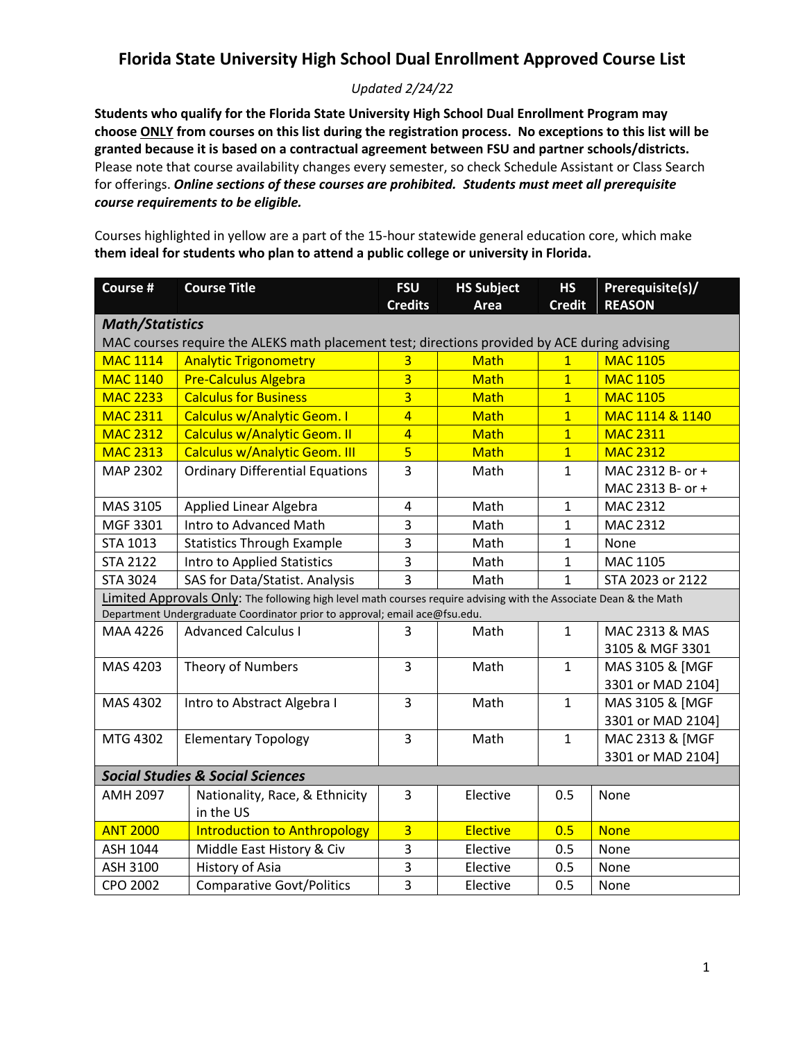# Florida State University High School Dual Enrollment Approved Course List

*Updated 2/24/22*

**Students who qualify for the Florida State University High School Dual Enrollment Program may choose <u>ONLY</u> from courses on this list during the registration process. No exceptions to this list will be granted because it is based on a contractual agreement between FSU and partner schools/districts.** Please note that course availability changes every semester, so check Schedule Assistant or Class Search for offerings. ***Online sections of these courses are prohibited. Students must meet all prerequisite course requirements to be eligible.***

Courses highlighted in yellow are a part of the 15-hour statewide general education core, which make **them ideal for students who plan to attend a public college or university in Florida.**

| Course # | Course Title | FSU Credits | HS Subject Area | HS Credit | Prerequisite(s)/ REASON |
|---|---|---|---|---|---|
| ***Math/Statistics*** | | | | | |
| MAC courses require the ALEKS math placement test; directions provided by ACE during advising | | | | | |
| MAC 1114 | Analytic Trigonometry | 3 | Math | 1 | MAC 1105 |
| MAC 1140 | Pre-Calculus Algebra | 3 | Math | 1 | MAC 1105 |
| MAC 2233 | Calculus for Business | 3 | Math | 1 | MAC 1105 |
| MAC 2311 | Calculus w/Analytic Geom. I | 4 | Math | 1 | MAC 1114 & 1140 |
| MAC 2312 | Calculus w/Analytic Geom. II | 4 | Math | 1 | MAC 2311 |
| MAC 2313 | Calculus w/Analytic Geom. III | 5 | Math | 1 | MAC 2312 |
| MAP 2302 | Ordinary Differential Equations | 3 | Math | 1 | MAC 2312 B- or + MAC 2313 B- or + |
| MAS 3105 | Applied Linear Algebra | 4 | Math | 1 | MAC 2312 |
| MGF 3301 | Intro to Advanced Math | 3 | Math | 1 | MAC 2312 |
| STA 1013 | Statistics Through Example | 3 | Math | 1 | None |
| STA 2122 | Intro to Applied Statistics | 3 | Math | 1 | MAC 1105 |
| STA 3024 | SAS for Data/Statist. Analysis | 3 | Math | 1 | STA 2023 or 2122 |
| <u>Limited Approvals Only</u>: The following high level math courses require advising with the Associate Dean & the Math Department Undergraduate Coordinator prior to approval; email ace@fsu.edu. | | | | | |
| MAA 4226 | Advanced Calculus I | 3 | Math | 1 | MAC 2313 & MAS 3105 & MGF 3301 |
| MAS 4203 | Theory of Numbers | 3 | Math | 1 | MAS 3105 & [MGF 3301 or MAD 2104] |
| MAS 4302 | Intro to Abstract Algebra I | 3 | Math | 1 | MAS 3105 & [MGF 3301 or MAD 2104] |
| MTG 4302 | Elementary Topology | 3 | Math | 1 | MAC 2313 & [MGF 3301 or MAD 2104] |
| ***Social Studies & Social Sciences*** | | | | | |
| AMH 2097 | Nationality, Race, & Ethnicity in the US | 3 | Elective | 0.5 | None |
| ANT 2000 | Introduction to Anthropology | 3 | Elective | 0.5 | None |
| ASH 1044 | Middle East History & Civ | 3 | Elective | 0.5 | None |
| ASH 3100 | History of Asia | 3 | Elective | 0.5 | None |
| CPO 2002 | Comparative Govt/Politics | 3 | Elective | 0.5 | None |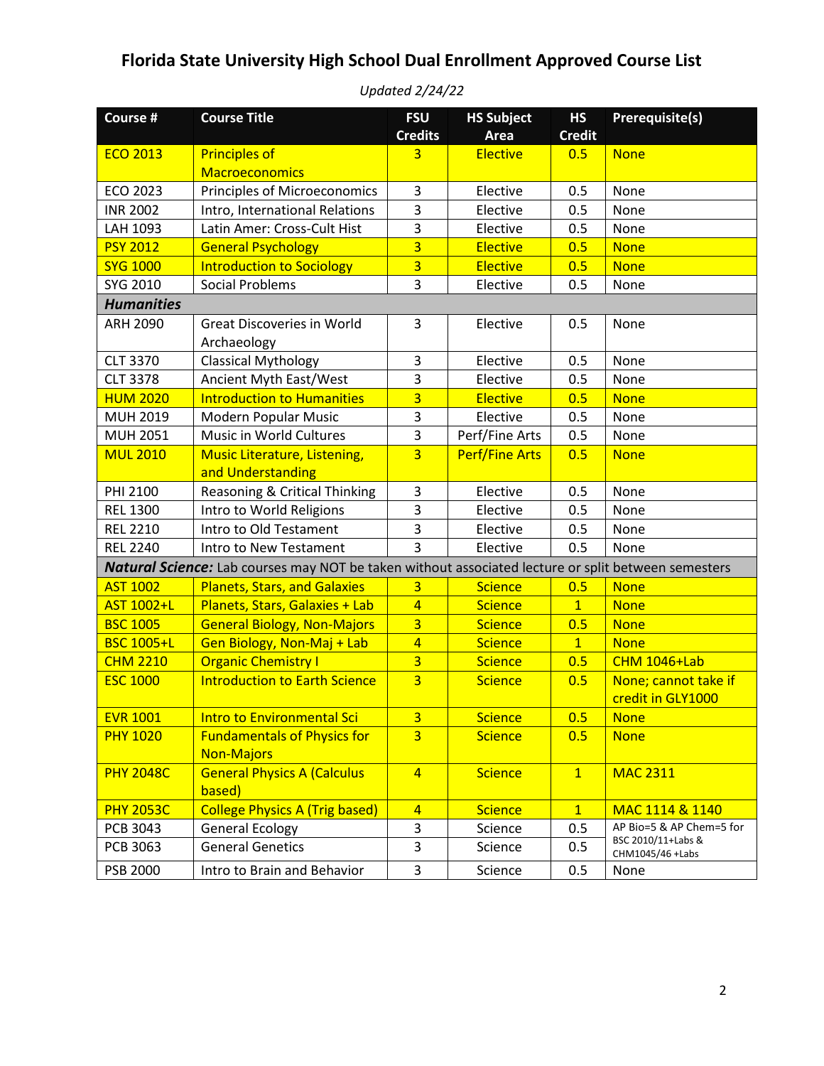# Florida State University High School Dual Enrollment Approved Course List

*Updated 2/24/22*

| Course # | Course Title | FSU Credits | HS Subject Area | HS Credit | Prerequisite(s) |
|---|---|---|---|---|---|
| ECO 2013 | Principles of Macroeconomics | 3 | Elective | 0.5 | None |
| ECO 2023 | Principles of Microeconomics | 3 | Elective | 0.5 | None |
| INR 2002 | Intro, International Relations | 3 | Elective | 0.5 | None |
| LAH 1093 | Latin Amer: Cross-Cult Hist | 3 | Elective | 0.5 | None |
| PSY 2012 | General Psychology | 3 | Elective | 0.5 | None |
| SYG 1000 | Introduction to Sociology | 3 | Elective | 0.5 | None |
| SYG 2010 | Social Problems | 3 | Elective | 0.5 | None |
| ***Humanities*** | | | | | |
| ARH 2090 | Great Discoveries in World Archaeology | 3 | Elective | 0.5 | None |
| CLT 3370 | Classical Mythology | 3 | Elective | 0.5 | None |
| CLT 3378 | Ancient Myth East/West | 3 | Elective | 0.5 | None |
| HUM 2020 | Introduction to Humanities | 3 | Elective | 0.5 | None |
| MUH 2019 | Modern Popular Music | 3 | Elective | 0.5 | None |
| MUH 2051 | Music in World Cultures | 3 | Perf/Fine Arts | 0.5 | None |
| MUL 2010 | Music Literature, Listening, and Understanding | 3 | Perf/Fine Arts | 0.5 | None |
| PHI 2100 | Reasoning & Critical Thinking | 3 | Elective | 0.5 | None |
| REL 1300 | Intro to World Religions | 3 | Elective | 0.5 | None |
| REL 2210 | Intro to Old Testament | 3 | Elective | 0.5 | None |
| REL 2240 | Intro to New Testament | 3 | Elective | 0.5 | None |
| ***Natural Science:*** Lab courses may NOT be taken without associated lecture or split between semesters | | | | | |
| AST 1002 | Planets, Stars, and Galaxies | 3 | Science | 0.5 | None |
| AST 1002+L | Planets, Stars, Galaxies + Lab | 4 | Science | 1 | None |
| BSC 1005 | General Biology, Non-Majors | 3 | Science | 0.5 | None |
| BSC 1005+L | Gen Biology, Non-Maj + Lab | 4 | Science | 1 | None |
| CHM 2210 | Organic Chemistry I | 3 | Science | 0.5 | CHM 1046+Lab |
| ESC 1000 | Introduction to Earth Science | 3 | Science | 0.5 | None; cannot take if credit in GLY1000 |
| EVR 1001 | Intro to Environmental Sci | 3 | Science | 0.5 | None |
| PHY 1020 | Fundamentals of Physics for Non-Majors | 3 | Science | 0.5 | None |
| PHY 2048C | General Physics A (Calculus based) | 4 | Science | 1 | MAC 2311 |
| PHY 2053C | College Physics A (Trig based) | 4 | Science | 1 | MAC 1114 & 1140 |
| PCB 3043 | General Ecology | 3 | Science | 0.5 | AP Bio=5 & AP Chem=5 for BSC 2010/11+Labs & CHM1045/46 +Labs |
| PCB 3063 | General Genetics | 3 | Science | 0.5 | AP Bio=5 & AP Chem=5 for BSC 2010/11+Labs & CHM1045/46 +Labs |
| PSB 2000 | Intro to Brain and Behavior | 3 | Science | 0.5 | None |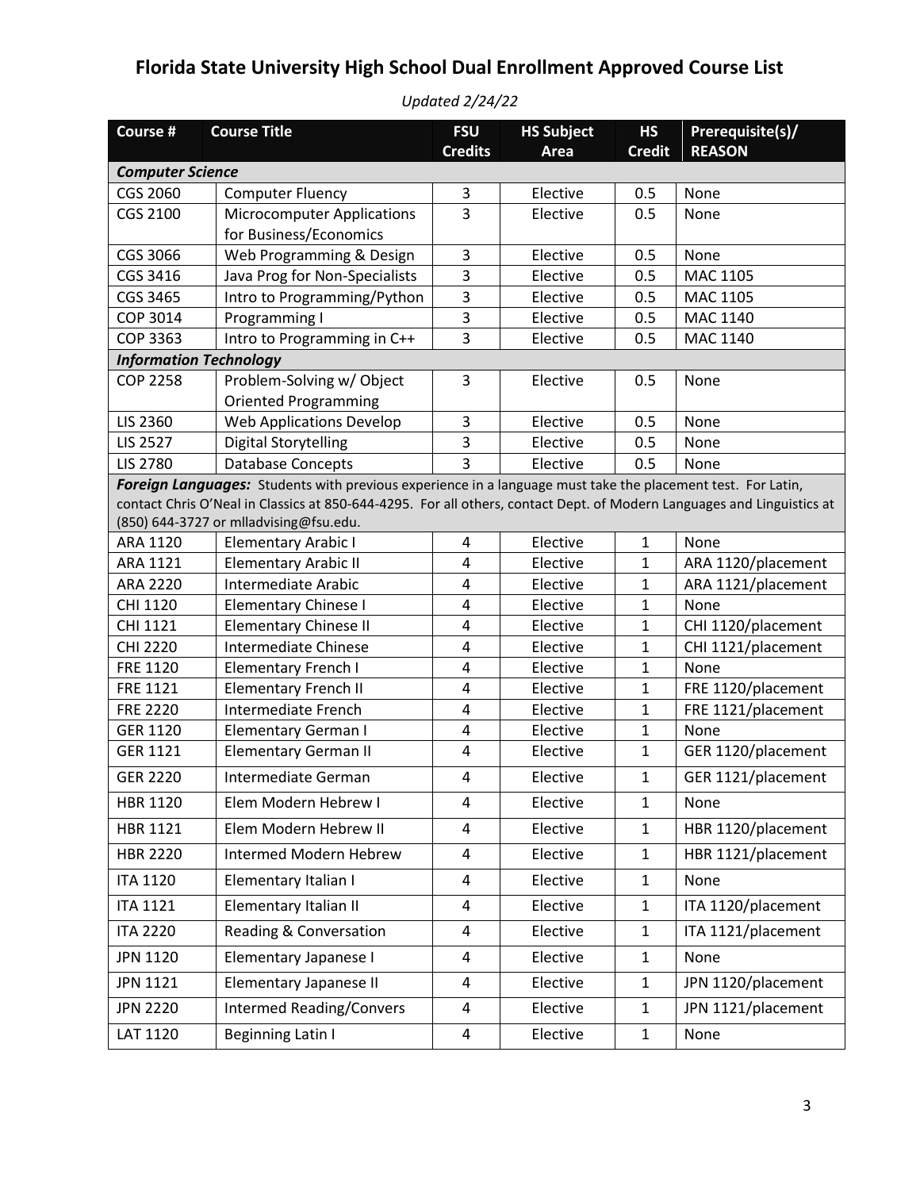# Florida State University High School Dual Enrollment Approved Course List

*Updated 2/24/22*

| Course # | Course Title | FSU Credits | HS Subject Area | HS Credit | Prerequisite(s)/ REASON |
|---|---|---|---|---|---|
| ***Computer Science*** | | | | | |
| CGS 2060 | Computer Fluency | 3 | Elective | 0.5 | None |
| CGS 2100 | Microcomputer Applications for Business/Economics | 3 | Elective | 0.5 | None |
| CGS 3066 | Web Programming & Design | 3 | Elective | 0.5 | None |
| CGS 3416 | Java Prog for Non-Specialists | 3 | Elective | 0.5 | MAC 1105 |
| CGS 3465 | Intro to Programming/Python | 3 | Elective | 0.5 | MAC 1105 |
| COP 3014 | Programming I | 3 | Elective | 0.5 | MAC 1140 |
| COP 3363 | Intro to Programming in C++ | 3 | Elective | 0.5 | MAC 1140 |
| ***Information Technology*** | | | | | |
| COP 2258 | Problem-Solving w/ Object Oriented Programming | 3 | Elective | 0.5 | None |
| LIS 2360 | Web Applications Develop | 3 | Elective | 0.5 | None |
| LIS 2527 | Digital Storytelling | 3 | Elective | 0.5 | None |
| LIS 2780 | Database Concepts | 3 | Elective | 0.5 | None |
| ***Foreign Languages:*** Students with previous experience in a language must take the placement test. For Latin, contact Chris O'Neal in Classics at 850-644-4295. For all others, contact Dept. of Modern Languages and Linguistics at (850) 644-3727 or mlladvising@fsu.edu. | | | | | |
| ARA 1120 | Elementary Arabic I | 4 | Elective | 1 | None |
| ARA 1121 | Elementary Arabic II | 4 | Elective | 1 | ARA 1120/placement |
| ARA 2220 | Intermediate Arabic | 4 | Elective | 1 | ARA 1121/placement |
| CHI 1120 | Elementary Chinese I | 4 | Elective | 1 | None |
| CHI 1121 | Elementary Chinese II | 4 | Elective | 1 | CHI 1120/placement |
| CHI 2220 | Intermediate Chinese | 4 | Elective | 1 | CHI 1121/placement |
| FRE 1120 | Elementary French I | 4 | Elective | 1 | None |
| FRE 1121 | Elementary French II | 4 | Elective | 1 | FRE 1120/placement |
| FRE 2220 | Intermediate French | 4 | Elective | 1 | FRE 1121/placement |
| GER 1120 | Elementary German I | 4 | Elective | 1 | None |
| GER 1121 | Elementary German II | 4 | Elective | 1 | GER 1120/placement |
| GER 2220 | Intermediate German | 4 | Elective | 1 | GER 1121/placement |
| HBR 1120 | Elem Modern Hebrew I | 4 | Elective | 1 | None |
| HBR 1121 | Elem Modern Hebrew II | 4 | Elective | 1 | HBR 1120/placement |
| HBR 2220 | Intermed Modern Hebrew | 4 | Elective | 1 | HBR 1121/placement |
| ITA 1120 | Elementary Italian I | 4 | Elective | 1 | None |
| ITA 1121 | Elementary Italian II | 4 | Elective | 1 | ITA 1120/placement |
| ITA 2220 | Reading & Conversation | 4 | Elective | 1 | ITA 1121/placement |
| JPN 1120 | Elementary Japanese I | 4 | Elective | 1 | None |
| JPN 1121 | Elementary Japanese II | 4 | Elective | 1 | JPN 1120/placement |
| JPN 2220 | Intermed Reading/Convers | 4 | Elective | 1 | JPN 1121/placement |
| LAT 1120 | Beginning Latin I | 4 | Elective | 1 | None |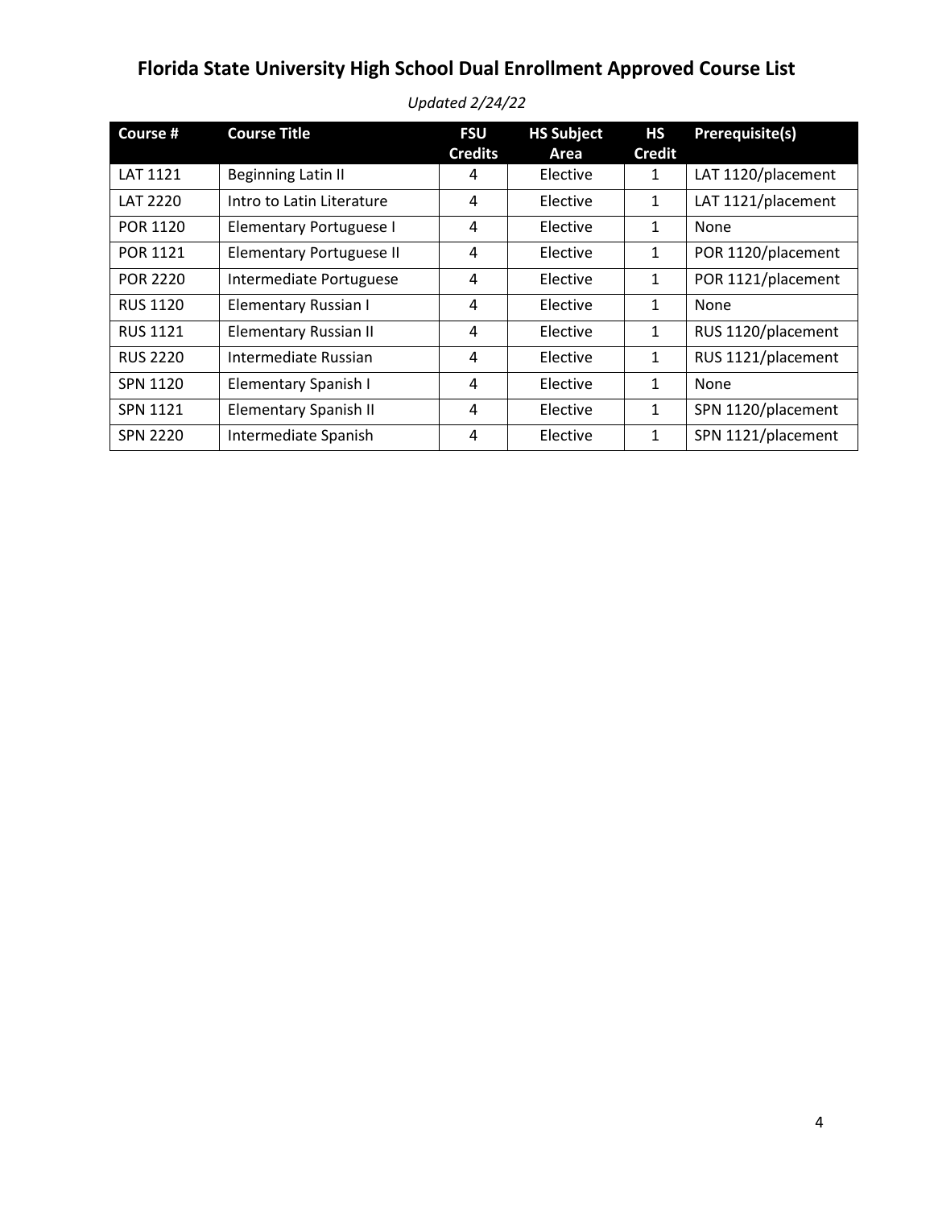# Florida State University High School Dual Enrollment Approved Course List

*Updated 2/24/22*

| Course # | Course Title | FSU Credits | HS Subject Area | HS Credit | Prerequisite(s) |
|---|---|---|---|---|---|
| LAT 1121 | Beginning Latin II | 4 | Elective | 1 | LAT 1120/placement |
| LAT 2220 | Intro to Latin Literature | 4 | Elective | 1 | LAT 1121/placement |
| POR 1120 | Elementary Portuguese I | 4 | Elective | 1 | None |
| POR 1121 | Elementary Portuguese II | 4 | Elective | 1 | POR 1120/placement |
| POR 2220 | Intermediate Portuguese | 4 | Elective | 1 | POR 1121/placement |
| RUS 1120 | Elementary Russian I | 4 | Elective | 1 | None |
| RUS 1121 | Elementary Russian II | 4 | Elective | 1 | RUS 1120/placement |
| RUS 2220 | Intermediate Russian | 4 | Elective | 1 | RUS 1121/placement |
| SPN 1120 | Elementary Spanish I | 4 | Elective | 1 | None |
| SPN 1121 | Elementary Spanish II | 4 | Elective | 1 | SPN 1120/placement |
| SPN 2220 | Intermediate Spanish | 4 | Elective | 1 | SPN 1121/placement |